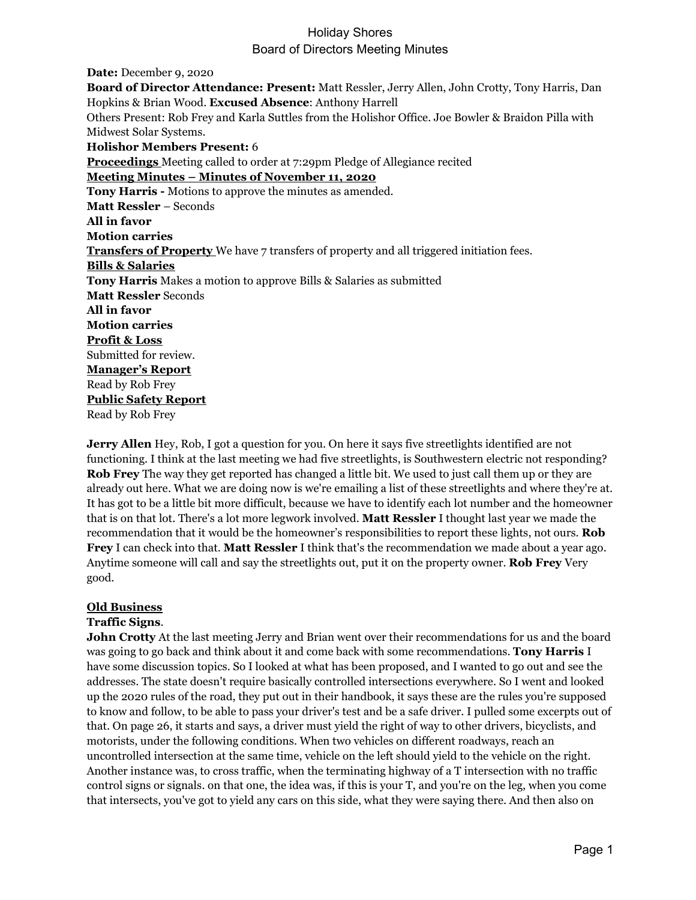# Holiday Shores
## Board of Directors Meeting Minutes

**Date:** December 9, 2020
**Board of Director Attendance: Present:** Matt Ressler, Jerry Allen, John Crotty, Tony Harris, Dan Hopkins & Brian Wood. **Excused Absence**: Anthony Harrell
Others Present: Rob Frey and Karla Suttles from the Holishor Office. Joe Bowler & Braidon Pilla with Midwest Solar Systems.
**Holishor Members Present:** 6
**Proceedings** Meeting called to order at 7:29pm Pledge of Allegiance recited
**Meeting Minutes – Minutes of November 11, 2020**
**Tony Harris -** Motions to approve the minutes as amended.
**Matt Ressler** – Seconds
**All in favor**
**Motion carries**
**Transfers of Property** We have 7 transfers of property and all triggered initiation fees.
**Bills & Salaries**
**Tony Harris** Makes a motion to approve Bills & Salaries as submitted
**Matt Ressler** Seconds
**All in favor**
**Motion carries**
**Profit & Loss**
Submitted for review.
**Manager's Report**
Read by Rob Frey
**Public Safety Report**
Read by Rob Frey

**Jerry Allen** Hey, Rob, I got a question for you. On here it says five streetlights identified are not functioning. I think at the last meeting we had five streetlights, is Southwestern electric not responding? **Rob Frey** The way they get reported has changed a little bit. We used to just call them up or they are already out here. What we are doing now is we're emailing a list of these streetlights and where they're at. It has got to be a little bit more difficult, because we have to identify each lot number and the homeowner that is on that lot. There's a lot more legwork involved. **Matt Ressler** I thought last year we made the recommendation that it would be the homeowner's responsibilities to report these lights, not ours. **Rob Frey** I can check into that. **Matt Ressler** I think that's the recommendation we made about a year ago. Anytime someone will call and say the streetlights out, put it on the property owner. **Rob Frey** Very good.

**Old Business**
**Traffic Signs**.
**John Crotty** At the last meeting Jerry and Brian went over their recommendations for us and the board was going to go back and think about it and come back with some recommendations. **Tony Harris** I have some discussion topics. So I looked at what has been proposed, and I wanted to go out and see the addresses. The state doesn't require basically controlled intersections everywhere. So I went and looked up the 2020 rules of the road, they put out in their handbook, it says these are the rules you're supposed to know and follow, to be able to pass your driver's test and be a safe driver. I pulled some excerpts out of that. On page 26, it starts and says, a driver must yield the right of way to other drivers, bicyclists, and motorists, under the following conditions. When two vehicles on different roadways, reach an uncontrolled intersection at the same time, vehicle on the left should yield to the vehicle on the right. Another instance was, to cross traffic, when the terminating highway of a T intersection with no traffic control signs or signals. on that one, the idea was, if this is your T, and you're on the leg, when you come that intersects, you've got to yield any cars on this side, what they were saying there. And then also on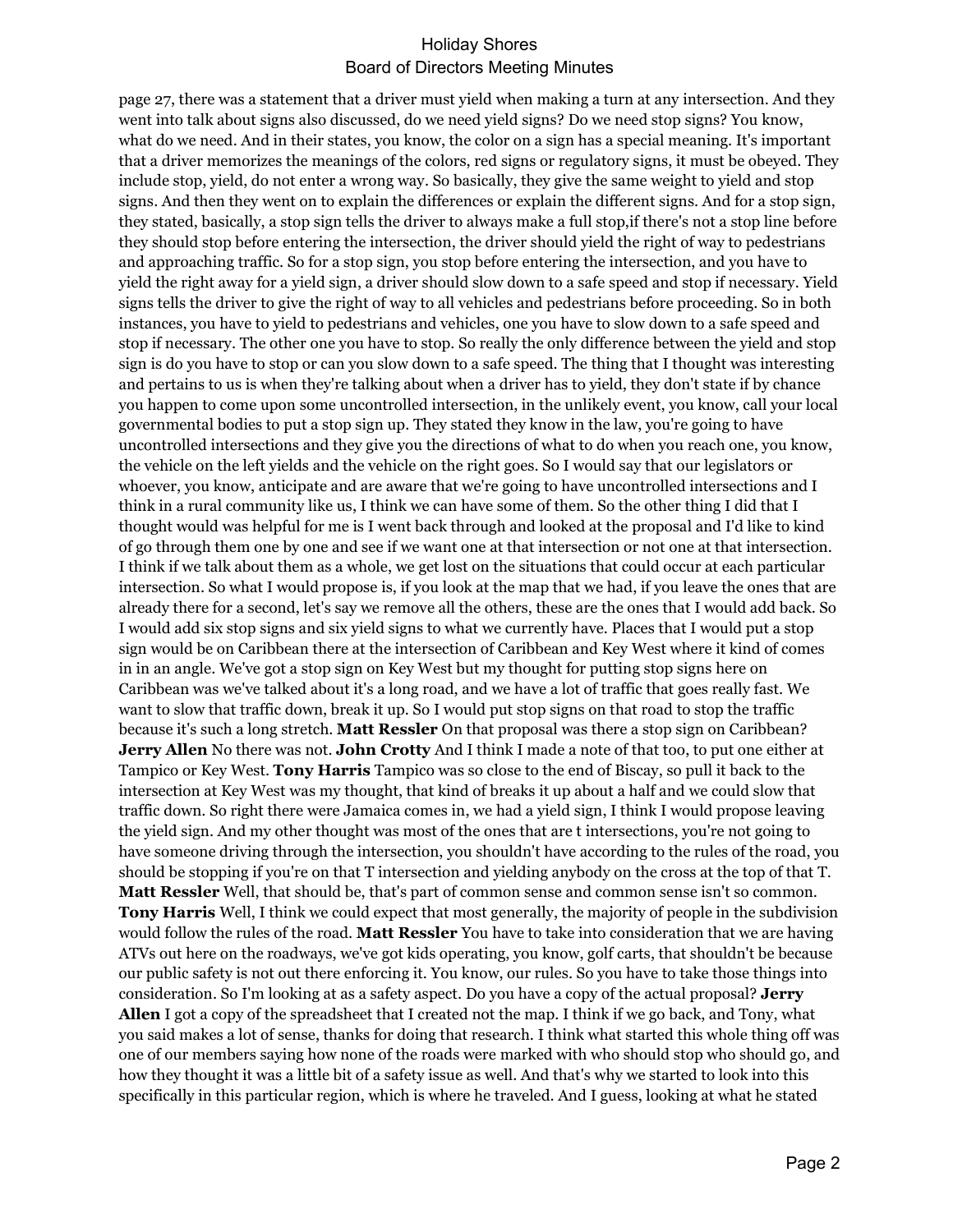page 27, there was a statement that a driver must yield when making a turn at any intersection. And they went into talk about signs also discussed, do we need yield signs? Do we need stop signs? You know, what do we need. And in their states, you know, the color on a sign has a special meaning. It's important that a driver memorizes the meanings of the colors, red signs or regulatory signs, it must be obeyed. They include stop, yield, do not enter a wrong way. So basically, they give the same weight to yield and stop signs. And then they went on to explain the differences or explain the different signs. And for a stop sign, they stated, basically, a stop sign tells the driver to always make a full stop,if there's not a stop line before they should stop before entering the intersection, the driver should yield the right of way to pedestrians and approaching traffic. So for a stop sign, you stop before entering the intersection, and you have to yield the right away for a yield sign, a driver should slow down to a safe speed and stop if necessary. Yield signs tells the driver to give the right of way to all vehicles and pedestrians before proceeding. So in both instances, you have to yield to pedestrians and vehicles, one you have to slow down to a safe speed and stop if necessary. The other one you have to stop. So really the only difference between the yield and stop sign is do you have to stop or can you slow down to a safe speed. The thing that I thought was interesting and pertains to us is when they're talking about when a driver has to yield, they don't state if by chance you happen to come upon some uncontrolled intersection, in the unlikely event, you know, call your local governmental bodies to put a stop sign up. They stated they know in the law, you're going to have uncontrolled intersections and they give you the directions of what to do when you reach one, you know, the vehicle on the left yields and the vehicle on the right goes. So I would say that our legislators or whoever, you know, anticipate and are aware that we're going to have uncontrolled intersections and I think in a rural community like us, I think we can have some of them. So the other thing I did that I thought would was helpful for me is I went back through and looked at the proposal and I'd like to kind of go through them one by one and see if we want one at that intersection or not one at that intersection. I think if we talk about them as a whole, we get lost on the situations that could occur at each particular intersection. So what I would propose is, if you look at the map that we had, if you leave the ones that are already there for a second, let's say we remove all the others, these are the ones that I would add back. So I would add six stop signs and six yield signs to what we currently have. Places that I would put a stop sign would be on Caribbean there at the intersection of Caribbean and Key West where it kind of comes in in an angle. We've got a stop sign on Key West but my thought for putting stop signs here on Caribbean was we've talked about it's a long road, and we have a lot of traffic that goes really fast. We want to slow that traffic down, break it up. So I would put stop signs on that road to stop the traffic because it's such a long stretch. **Matt Ressler** On that proposal was there a stop sign on Caribbean? **Jerry Allen** No there was not. **John Crotty** And I think I made a note of that too, to put one either at Tampico or Key West. **Tony Harris** Tampico was so close to the end of Biscay, so pull it back to the intersection at Key West was my thought, that kind of breaks it up about a half and we could slow that traffic down. So right there were Jamaica comes in, we had a yield sign, I think I would propose leaving the yield sign. And my other thought was most of the ones that are t intersections, you're not going to have someone driving through the intersection, you shouldn't have according to the rules of the road, you should be stopping if you're on that T intersection and yielding anybody on the cross at the top of that T. **Matt Ressler** Well, that should be, that's part of common sense and common sense isn't so common. **Tony Harris** Well, I think we could expect that most generally, the majority of people in the subdivision would follow the rules of the road. **Matt Ressler** You have to take into consideration that we are having ATVs out here on the roadways, we've got kids operating, you know, golf carts, that shouldn't be because our public safety is not out there enforcing it. You know, our rules. So you have to take those things into consideration. So I'm looking at as a safety aspect. Do you have a copy of the actual proposal? **Jerry Allen** I got a copy of the spreadsheet that I created not the map. I think if we go back, and Tony, what you said makes a lot of sense, thanks for doing that research. I think what started this whole thing off was one of our members saying how none of the roads were marked with who should stop who should go, and how they thought it was a little bit of a safety issue as well. And that's why we started to look into this specifically in this particular region, which is where he traveled. And I guess, looking at what he stated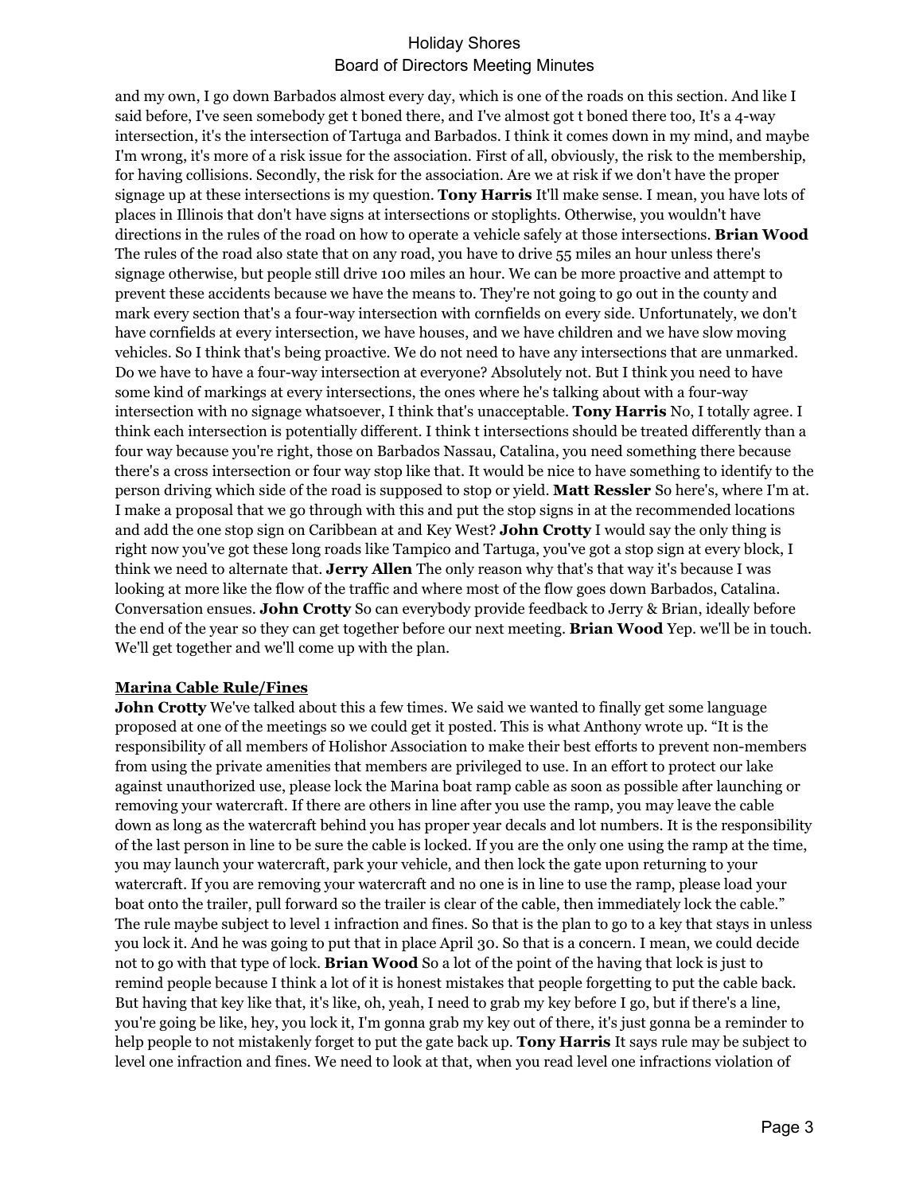and my own, I go down Barbados almost every day, which is one of the roads on this section. And like I said before, I've seen somebody get t boned there, and I've almost got t boned there too, It's a 4-way intersection, it's the intersection of Tartuga and Barbados. I think it comes down in my mind, and maybe I'm wrong, it's more of a risk issue for the association. First of all, obviously, the risk to the membership, for having collisions. Secondly, the risk for the association. Are we at risk if we don't have the proper signage up at these intersections is my question. **Tony Harris** It'll make sense. I mean, you have lots of places in Illinois that don't have signs at intersections or stoplights. Otherwise, you wouldn't have directions in the rules of the road on how to operate a vehicle safely at those intersections. **Brian Wood** The rules of the road also state that on any road, you have to drive 55 miles an hour unless there's signage otherwise, but people still drive 100 miles an hour. We can be more proactive and attempt to prevent these accidents because we have the means to. They're not going to go out in the county and mark every section that's a four-way intersection with cornfields on every side. Unfortunately, we don't have cornfields at every intersection, we have houses, and we have children and we have slow moving vehicles. So I think that's being proactive. We do not need to have any intersections that are unmarked. Do we have to have a four-way intersection at everyone? Absolutely not. But I think you need to have some kind of markings at every intersections, the ones where he's talking about with a four-way intersection with no signage whatsoever, I think that's unacceptable. **Tony Harris** No, I totally agree. I think each intersection is potentially different. I think t intersections should be treated differently than a four way because you're right, those on Barbados Nassau, Catalina, you need something there because there's a cross intersection or four way stop like that. It would be nice to have something to identify to the person driving which side of the road is supposed to stop or yield. **Matt Ressler** So here's, where I'm at. I make a proposal that we go through with this and put the stop signs in at the recommended locations and add the one stop sign on Caribbean at and Key West? **John Crotty** I would say the only thing is right now you've got these long roads like Tampico and Tartuga, you've got a stop sign at every block, I think we need to alternate that. **Jerry Allen** The only reason why that's that way it's because I was looking at more like the flow of the traffic and where most of the flow goes down Barbados, Catalina. Conversation ensues. **John Crotty** So can everybody provide feedback to Jerry & Brian, ideally before the end of the year so they can get together before our next meeting. **Brian Wood** Yep. we'll be in touch. We'll get together and we'll come up with the plan.

**Marina Cable Rule/Fines**

**John Crotty** We've talked about this a few times. We said we wanted to finally get some language proposed at one of the meetings so we could get it posted. This is what Anthony wrote up. "It is the responsibility of all members of Holishor Association to make their best efforts to prevent non-members from using the private amenities that members are privileged to use. In an effort to protect our lake against unauthorized use, please lock the Marina boat ramp cable as soon as possible after launching or removing your watercraft. If there are others in line after you use the ramp, you may leave the cable down as long as the watercraft behind you has proper year decals and lot numbers. It is the responsibility of the last person in line to be sure the cable is locked. If you are the only one using the ramp at the time, you may launch your watercraft, park your vehicle, and then lock the gate upon returning to your watercraft. If you are removing your watercraft and no one is in line to use the ramp, please load your boat onto the trailer, pull forward so the trailer is clear of the cable, then immediately lock the cable." The rule maybe subject to level 1 infraction and fines. So that is the plan to go to a key that stays in unless you lock it. And he was going to put that in place April 30. So that is a concern. I mean, we could decide not to go with that type of lock. **Brian Wood** So a lot of the point of the having that lock is just to remind people because I think a lot of it is honest mistakes that people forgetting to put the cable back. But having that key like that, it's like, oh, yeah, I need to grab my key before I go, but if there's a line, you're going be like, hey, you lock it, I'm gonna grab my key out of there, it's just gonna be a reminder to help people to not mistakenly forget to put the gate back up. **Tony Harris** It says rule may be subject to level one infraction and fines. We need to look at that, when you read level one infractions violation of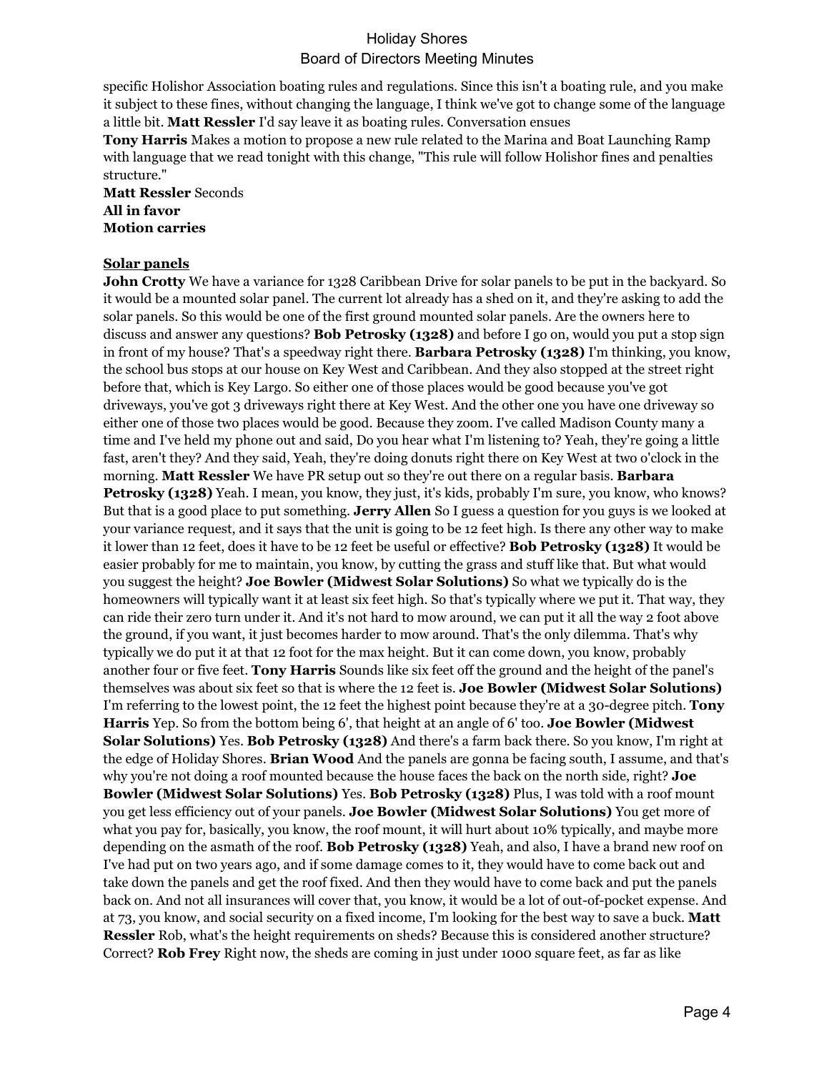specific Holishor Association boating rules and regulations. Since this isn't a boating rule, and you make it subject to these fines, without changing the language, I think we've got to change some of the language a little bit. **Matt Ressler** I'd say leave it as boating rules. Conversation ensues

**Tony Harris** Makes a motion to propose a new rule related to the Marina and Boat Launching Ramp with language that we read tonight with this change, "This rule will follow Holishor fines and penalties structure."

**Matt Ressler** Seconds

**All in favor**

**Motion carries**

**Solar panels**

**John Crotty** We have a variance for 1328 Caribbean Drive for solar panels to be put in the backyard. So it would be a mounted solar panel. The current lot already has a shed on it, and they're asking to add the solar panels. So this would be one of the first ground mounted solar panels. Are the owners here to discuss and answer any questions? **Bob Petrosky (1328)** and before I go on, would you put a stop sign in front of my house? That's a speedway right there. **Barbara Petrosky (1328)** I'm thinking, you know, the school bus stops at our house on Key West and Caribbean. And they also stopped at the street right before that, which is Key Largo. So either one of those places would be good because you've got driveways, you've got 3 driveways right there at Key West. And the other one you have one driveway so either one of those two places would be good. Because they zoom. I've called Madison County many a time and I've held my phone out and said, Do you hear what I'm listening to? Yeah, they're going a little fast, aren't they? And they said, Yeah, they're doing donuts right there on Key West at two o'clock in the morning. **Matt Ressler** We have PR setup out so they're out there on a regular basis. **Barbara Petrosky (1328)** Yeah. I mean, you know, they just, it's kids, probably I'm sure, you know, who knows? But that is a good place to put something. **Jerry Allen** So I guess a question for you guys is we looked at your variance request, and it says that the unit is going to be 12 feet high. Is there any other way to make it lower than 12 feet, does it have to be 12 feet be useful or effective? **Bob Petrosky (1328)** It would be easier probably for me to maintain, you know, by cutting the grass and stuff like that. But what would you suggest the height? **Joe Bowler (Midwest Solar Solutions)** So what we typically do is the homeowners will typically want it at least six feet high. So that's typically where we put it. That way, they can ride their zero turn under it. And it's not hard to mow around, we can put it all the way 2 foot above the ground, if you want, it just becomes harder to mow around. That's the only dilemma. That's why typically we do put it at that 12 foot for the max height. But it can come down, you know, probably another four or five feet. **Tony Harris** Sounds like six feet off the ground and the height of the panel's themselves was about six feet so that is where the 12 feet is. **Joe Bowler (Midwest Solar Solutions)** I'm referring to the lowest point, the 12 feet the highest point because they're at a 30-degree pitch. **Tony Harris** Yep. So from the bottom being 6', that height at an angle of 6' too. **Joe Bowler (Midwest Solar Solutions)** Yes. **Bob Petrosky (1328)** And there's a farm back there. So you know, I'm right at the edge of Holiday Shores. **Brian Wood** And the panels are gonna be facing south, I assume, and that's why you're not doing a roof mounted because the house faces the back on the north side, right? **Joe Bowler (Midwest Solar Solutions)** Yes. **Bob Petrosky (1328)** Plus, I was told with a roof mount you get less efficiency out of your panels. **Joe Bowler (Midwest Solar Solutions)** You get more of what you pay for, basically, you know, the roof mount, it will hurt about 10% typically, and maybe more depending on the asmath of the roof. **Bob Petrosky (1328)** Yeah, and also, I have a brand new roof on I've had put on two years ago, and if some damage comes to it, they would have to come back out and take down the panels and get the roof fixed. And then they would have to come back and put the panels back on. And not all insurances will cover that, you know, it would be a lot of out-of-pocket expense. And at 73, you know, and social security on a fixed income, I'm looking for the best way to save a buck. **Matt Ressler** Rob, what's the height requirements on sheds? Because this is considered another structure? Correct? **Rob Frey** Right now, the sheds are coming in just under 1000 square feet, as far as like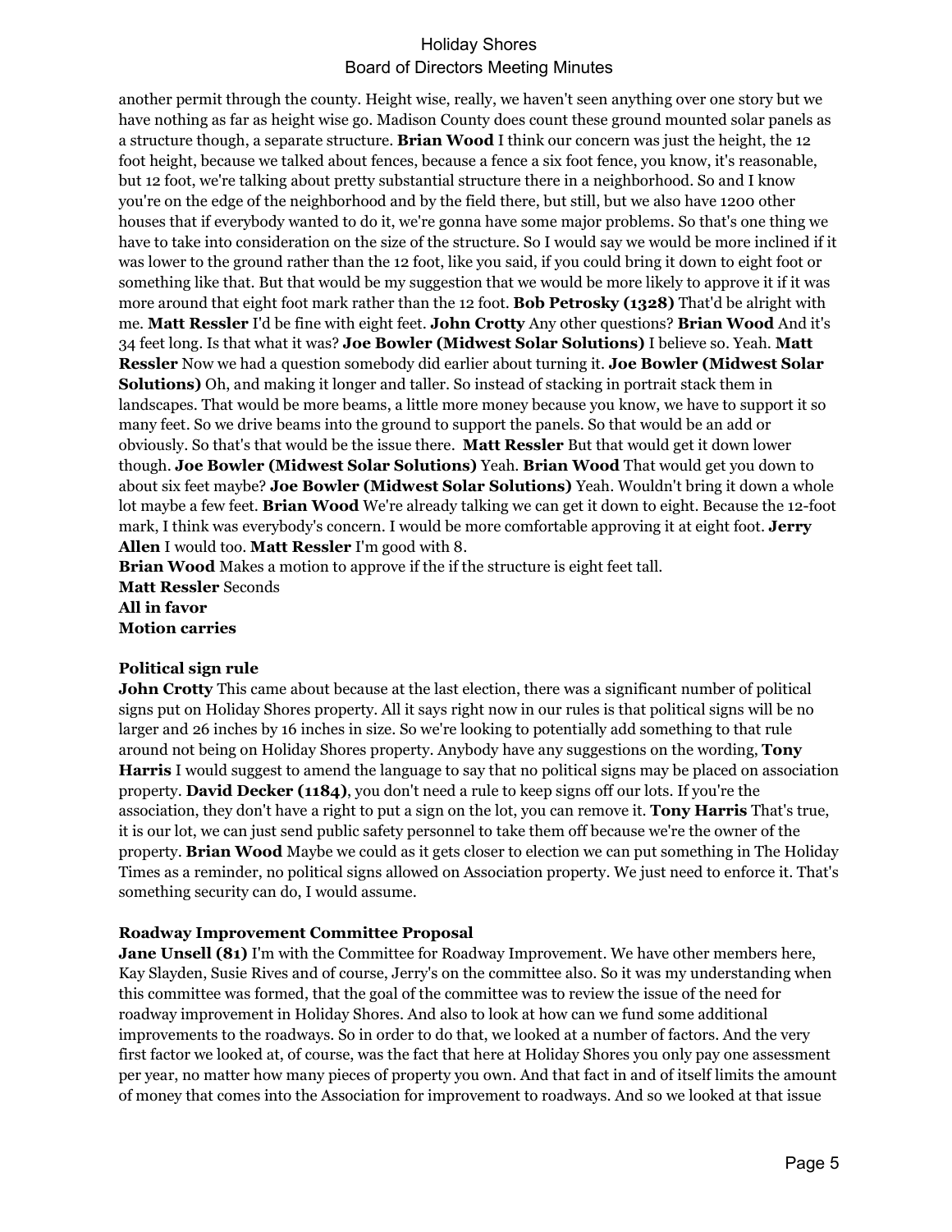another permit through the county. Height wise, really, we haven't seen anything over one story but we have nothing as far as height wise go. Madison County does count these ground mounted solar panels as a structure though, a separate structure. **Brian Wood** I think our concern was just the height, the 12 foot height, because we talked about fences, because a fence a six foot fence, you know, it's reasonable, but 12 foot, we're talking about pretty substantial structure there in a neighborhood. So and I know you're on the edge of the neighborhood and by the field there, but still, but we also have 1200 other houses that if everybody wanted to do it, we're gonna have some major problems. So that's one thing we have to take into consideration on the size of the structure. So I would say we would be more inclined if it was lower to the ground rather than the 12 foot, like you said, if you could bring it down to eight foot or something like that. But that would be my suggestion that we would be more likely to approve it if it was more around that eight foot mark rather than the 12 foot. **Bob Petrosky (1328)** That'd be alright with me. **Matt Ressler** I'd be fine with eight feet. **John Crotty** Any other questions? **Brian Wood** And it's 34 feet long. Is that what it was? **Joe Bowler (Midwest Solar Solutions)** I believe so. Yeah. **Matt Ressler** Now we had a question somebody did earlier about turning it. **Joe Bowler (Midwest Solar Solutions)** Oh, and making it longer and taller. So instead of stacking in portrait stack them in landscapes. That would be more beams, a little more money because you know, we have to support it so many feet. So we drive beams into the ground to support the panels. So that would be an add or obviously. So that's that would be the issue there. **Matt Ressler** But that would get it down lower though. **Joe Bowler (Midwest Solar Solutions)** Yeah. **Brian Wood** That would get you down to about six feet maybe? **Joe Bowler (Midwest Solar Solutions)** Yeah. Wouldn't bring it down a whole lot maybe a few feet. **Brian Wood** We're already talking we can get it down to eight. Because the 12-foot mark, I think was everybody's concern. I would be more comfortable approving it at eight foot. **Jerry Allen** I would too. **Matt Ressler** I'm good with 8.

**Brian Wood** Makes a motion to approve if the if the structure is eight feet tall.
**Matt Ressler** Seconds
**All in favor**
**Motion carries**

**Political sign rule**

**John Crotty** This came about because at the last election, there was a significant number of political signs put on Holiday Shores property. All it says right now in our rules is that political signs will be no larger and 26 inches by 16 inches in size. So we're looking to potentially add something to that rule around not being on Holiday Shores property. Anybody have any suggestions on the wording, **Tony Harris** I would suggest to amend the language to say that no political signs may be placed on association property. **David Decker (1184)**, you don't need a rule to keep signs off our lots. If you're the association, they don't have a right to put a sign on the lot, you can remove it. **Tony Harris** That's true, it is our lot, we can just send public safety personnel to take them off because we're the owner of the property. **Brian Wood** Maybe we could as it gets closer to election we can put something in The Holiday Times as a reminder, no political signs allowed on Association property. We just need to enforce it. That's something security can do, I would assume.

**Roadway Improvement Committee Proposal**

**Jane Unsell (81)** I'm with the Committee for Roadway Improvement. We have other members here, Kay Slayden, Susie Rives and of course, Jerry's on the committee also. So it was my understanding when this committee was formed, that the goal of the committee was to review the issue of the need for roadway improvement in Holiday Shores. And also to look at how can we fund some additional improvements to the roadways. So in order to do that, we looked at a number of factors. And the very first factor we looked at, of course, was the fact that here at Holiday Shores you only pay one assessment per year, no matter how many pieces of property you own. And that fact in and of itself limits the amount of money that comes into the Association for improvement to roadways. And so we looked at that issue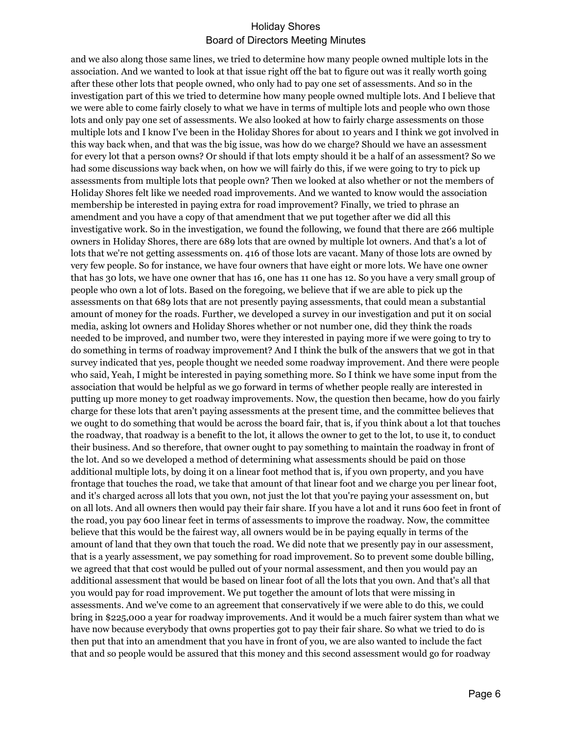and we also along those same lines, we tried to determine how many people owned multiple lots in the association. And we wanted to look at that issue right off the bat to figure out was it really worth going after these other lots that people owned, who only had to pay one set of assessments. And so in the investigation part of this we tried to determine how many people owned multiple lots. And I believe that we were able to come fairly closely to what we have in terms of multiple lots and people who own those lots and only pay one set of assessments. We also looked at how to fairly charge assessments on those multiple lots and I know I've been in the Holiday Shores for about 10 years and I think we got involved in this way back when, and that was the big issue, was how do we charge? Should we have an assessment for every lot that a person owns? Or should if that lots empty should it be a half of an assessment? So we had some discussions way back when, on how we will fairly do this, if we were going to try to pick up assessments from multiple lots that people own? Then we looked at also whether or not the members of Holiday Shores felt like we needed road improvements. And we wanted to know would the association membership be interested in paying extra for road improvement? Finally, we tried to phrase an amendment and you have a copy of that amendment that we put together after we did all this investigative work. So in the investigation, we found the following, we found that there are 266 multiple owners in Holiday Shores, there are 689 lots that are owned by multiple lot owners. And that's a lot of lots that we're not getting assessments on. 416 of those lots are vacant. Many of those lots are owned by very few people. So for instance, we have four owners that have eight or more lots. We have one owner that has 30 lots, we have one owner that has 16, one has 11 one has 12. So you have a very small group of people who own a lot of lots. Based on the foregoing, we believe that if we are able to pick up the assessments on that 689 lots that are not presently paying assessments, that could mean a substantial amount of money for the roads. Further, we developed a survey in our investigation and put it on social media, asking lot owners and Holiday Shores whether or not number one, did they think the roads needed to be improved, and number two, were they interested in paying more if we were going to try to do something in terms of roadway improvement? And I think the bulk of the answers that we got in that survey indicated that yes, people thought we needed some roadway improvement. And there were people who said, Yeah, I might be interested in paying something more. So I think we have some input from the association that would be helpful as we go forward in terms of whether people really are interested in putting up more money to get roadway improvements. Now, the question then became, how do you fairly charge for these lots that aren't paying assessments at the present time, and the committee believes that we ought to do something that would be across the board fair, that is, if you think about a lot that touches the roadway, that roadway is a benefit to the lot, it allows the owner to get to the lot, to use it, to conduct their business. And so therefore, that owner ought to pay something to maintain the roadway in front of the lot. And so we developed a method of determining what assessments should be paid on those additional multiple lots, by doing it on a linear foot method that is, if you own property, and you have frontage that touches the road, we take that amount of that linear foot and we charge you per linear foot, and it's charged across all lots that you own, not just the lot that you're paying your assessment on, but on all lots. And all owners then would pay their fair share. If you have a lot and it runs 600 feet in front of the road, you pay 600 linear feet in terms of assessments to improve the roadway. Now, the committee believe that this would be the fairest way, all owners would be in be paying equally in terms of the amount of land that they own that touch the road. We did note that we presently pay in our assessment, that is a yearly assessment, we pay something for road improvement. So to prevent some double billing, we agreed that that cost would be pulled out of your normal assessment, and then you would pay an additional assessment that would be based on linear foot of all the lots that you own. And that's all that you would pay for road improvement. We put together the amount of lots that were missing in assessments. And we've come to an agreement that conservatively if we were able to do this, we could bring in $225,000 a year for roadway improvements. And it would be a much fairer system than what we have now because everybody that owns properties got to pay their fair share. So what we tried to do is then put that into an amendment that you have in front of you, we are also wanted to include the fact that and so people would be assured that this money and this second assessment would go for roadway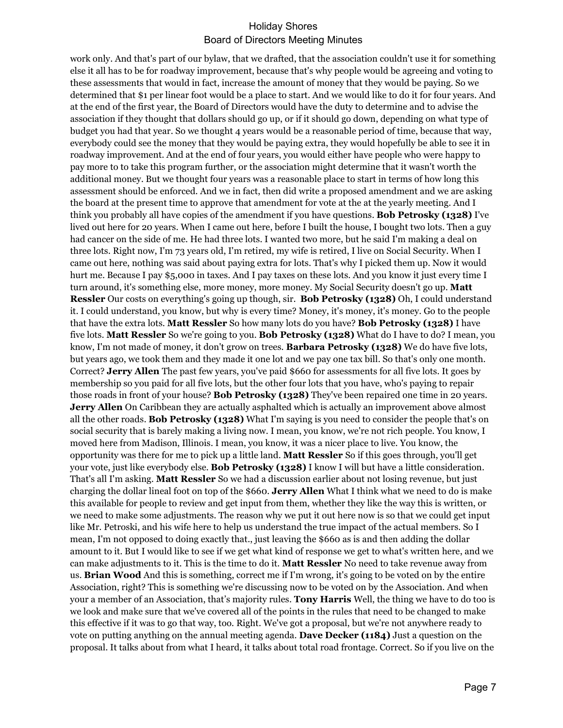work only. And that's part of our bylaw, that we drafted, that the association couldn't use it for something else it all has to be for roadway improvement, because that's why people would be agreeing and voting to these assessments that would in fact, increase the amount of money that they would be paying. So we determined that $1 per linear foot would be a place to start. And we would like to do it for four years. And at the end of the first year, the Board of Directors would have the duty to determine and to advise the association if they thought that dollars should go up, or if it should go down, depending on what type of budget you had that year. So we thought 4 years would be a reasonable period of time, because that way, everybody could see the money that they would be paying extra, they would hopefully be able to see it in roadway improvement. And at the end of four years, you would either have people who were happy to pay more to to take this program further, or the association might determine that it wasn't worth the additional money. But we thought four years was a reasonable place to start in terms of how long this assessment should be enforced. And we in fact, then did write a proposed amendment and we are asking the board at the present time to approve that amendment for vote at the at the yearly meeting. And I think you probably all have copies of the amendment if you have questions. **Bob Petrosky (1328)** I've lived out here for 20 years. When I came out here, before I built the house, I bought two lots. Then a guy had cancer on the side of me. He had three lots. I wanted two more, but he said I'm making a deal on three lots. Right now, I'm 73 years old, I'm retired, my wife is retired, I live on Social Security. When I came out here, nothing was said about paying extra for lots. That's why I picked them up. Now it would hurt me. Because I pay $5,000 in taxes. And I pay taxes on these lots. And you know it just every time I turn around, it's something else, more money, more money. My Social Security doesn't go up. **Matt Ressler** Our costs on everything's going up though, sir. **Bob Petrosky (1328)** Oh, I could understand it. I could understand, you know, but why is every time? Money, it's money, it's money. Go to the people that have the extra lots. **Matt Ressler** So how many lots do you have? **Bob Petrosky (1328)** I have five lots. **Matt Ressler** So we're going to you. **Bob Petrosky (1328)** What do I have to do? I mean, you know, I'm not made of money, it don't grow on trees. **Barbara Petrosky (1328)** We do have five lots, but years ago, we took them and they made it one lot and we pay one tax bill. So that's only one month. Correct? **Jerry Allen** The past few years, you've paid $660 for assessments for all five lots. It goes by membership so you paid for all five lots, but the other four lots that you have, who's paying to repair those roads in front of your house? **Bob Petrosky (1328)** They've been repaired one time in 20 years. **Jerry Allen** On Caribbean they are actually asphalted which is actually an improvement above almost all the other roads. **Bob Petrosky (1328)** What I'm saying is you need to consider the people that's on social security that is barely making a living now. I mean, you know, we're not rich people. You know, I moved here from Madison, Illinois. I mean, you know, it was a nicer place to live. You know, the opportunity was there for me to pick up a little land. **Matt Ressler** So if this goes through, you'll get your vote, just like everybody else. **Bob Petrosky (1328)** I know I will but have a little consideration. That's all I'm asking. **Matt Ressler** So we had a discussion earlier about not losing revenue, but just charging the dollar lineal foot on top of the $660. **Jerry Allen** What I think what we need to do is make this available for people to review and get input from them, whether they like the way this is written, or we need to make some adjustments. The reason why we put it out here now is so that we could get input like Mr. Petroski, and his wife here to help us understand the true impact of the actual members. So I mean, I'm not opposed to doing exactly that., just leaving the $660 as is and then adding the dollar amount to it. But I would like to see if we get what kind of response we get to what's written here, and we can make adjustments to it. This is the time to do it. **Matt Ressler** No need to take revenue away from us. **Brian Wood** And this is something, correct me if I'm wrong, it's going to be voted on by the entire Association, right? This is something we're discussing now to be voted on by the Association. And when your a member of an Association, that's majority rules. **Tony Harris** Well, the thing we have to do too is we look and make sure that we've covered all of the points in the rules that need to be changed to make this effective if it was to go that way, too. Right. We've got a proposal, but we're not anywhere ready to vote on putting anything on the annual meeting agenda. **Dave Decker (1184)** Just a question on the proposal. It talks about from what I heard, it talks about total road frontage. Correct. So if you live on the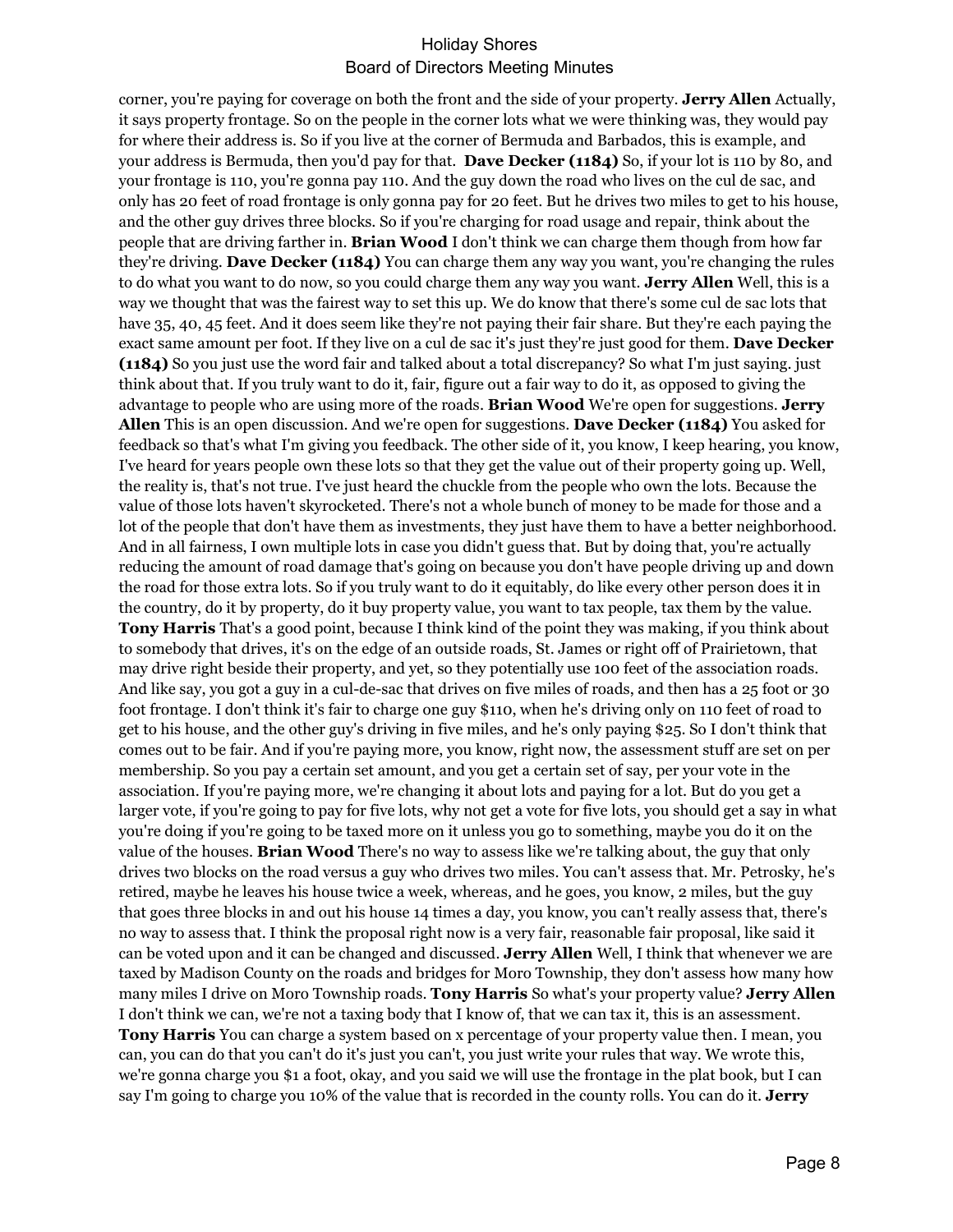corner, you're paying for coverage on both the front and the side of your property. **Jerry Allen** Actually, it says property frontage. So on the people in the corner lots what we were thinking was, they would pay for where their address is. So if you live at the corner of Bermuda and Barbados, this is example, and your address is Bermuda, then you'd pay for that. **Dave Decker (1184)** So, if your lot is 110 by 80, and your frontage is 110, you're gonna pay 110. And the guy down the road who lives on the cul de sac, and only has 20 feet of road frontage is only gonna pay for 20 feet. But he drives two miles to get to his house, and the other guy drives three blocks. So if you're charging for road usage and repair, think about the people that are driving farther in. **Brian Wood** I don't think we can charge them though from how far they're driving. **Dave Decker (1184)** You can charge them any way you want, you're changing the rules to do what you want to do now, so you could charge them any way you want. **Jerry Allen** Well, this is a way we thought that was the fairest way to set this up. We do know that there's some cul de sac lots that have 35, 40, 45 feet. And it does seem like they're not paying their fair share. But they're each paying the exact same amount per foot. If they live on a cul de sac it's just they're just good for them. **Dave Decker (1184)** So you just use the word fair and talked about a total discrepancy? So what I'm just saying. just think about that. If you truly want to do it, fair, figure out a fair way to do it, as opposed to giving the advantage to people who are using more of the roads. **Brian Wood** We're open for suggestions. **Jerry Allen** This is an open discussion. And we're open for suggestions. **Dave Decker (1184)** You asked for feedback so that's what I'm giving you feedback. The other side of it, you know, I keep hearing, you know, I've heard for years people own these lots so that they get the value out of their property going up. Well, the reality is, that's not true. I've just heard the chuckle from the people who own the lots. Because the value of those lots haven't skyrocketed. There's not a whole bunch of money to be made for those and a lot of the people that don't have them as investments, they just have them to have a better neighborhood. And in all fairness, I own multiple lots in case you didn't guess that. But by doing that, you're actually reducing the amount of road damage that's going on because you don't have people driving up and down the road for those extra lots. So if you truly want to do it equitably, do like every other person does it in the country, do it by property, do it buy property value, you want to tax people, tax them by the value. **Tony Harris** That's a good point, because I think kind of the point they was making, if you think about to somebody that drives, it's on the edge of an outside roads, St. James or right off of Prairietown, that may drive right beside their property, and yet, so they potentially use 100 feet of the association roads. And like say, you got a guy in a cul-de-sac that drives on five miles of roads, and then has a 25 foot or 30 foot frontage. I don't think it's fair to charge one guy $110, when he's driving only on 110 feet of road to get to his house, and the other guy's driving in five miles, and he's only paying $25. So I don't think that comes out to be fair. And if you're paying more, you know, right now, the assessment stuff are set on per membership. So you pay a certain set amount, and you get a certain set of say, per your vote in the association. If you're paying more, we're changing it about lots and paying for a lot. But do you get a larger vote, if you're going to pay for five lots, why not get a vote for five lots, you should get a say in what you're doing if you're going to be taxed more on it unless you go to something, maybe you do it on the value of the houses. **Brian Wood** There's no way to assess like we're talking about, the guy that only drives two blocks on the road versus a guy who drives two miles. You can't assess that. Mr. Petrosky, he's retired, maybe he leaves his house twice a week, whereas, and he goes, you know, 2 miles, but the guy that goes three blocks in and out his house 14 times a day, you know, you can't really assess that, there's no way to assess that. I think the proposal right now is a very fair, reasonable fair proposal, like said it can be voted upon and it can be changed and discussed. **Jerry Allen** Well, I think that whenever we are taxed by Madison County on the roads and bridges for Moro Township, they don't assess how many how many miles I drive on Moro Township roads. **Tony Harris** So what's your property value? **Jerry Allen** I don't think we can, we're not a taxing body that I know of, that we can tax it, this is an assessment. **Tony Harris** You can charge a system based on x percentage of your property value then. I mean, you can, you can do that you can't do it's just you can't, you just write your rules that way. We wrote this, we're gonna charge you $1 a foot, okay, and you said we will use the frontage in the plat book, but I can say I'm going to charge you 10% of the value that is recorded in the county rolls. You can do it. **Jerry**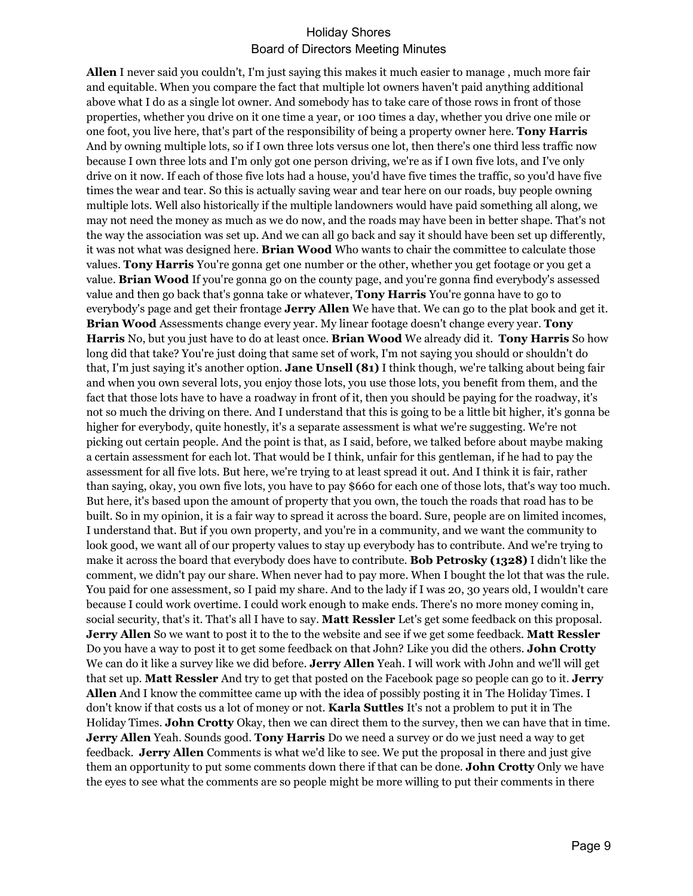**Allen** I never said you couldn't, I'm just saying this makes it much easier to manage , much more fair and equitable. When you compare the fact that multiple lot owners haven't paid anything additional above what I do as a single lot owner. And somebody has to take care of those rows in front of those properties, whether you drive on it one time a year, or 100 times a day, whether you drive one mile or one foot, you live here, that's part of the responsibility of being a property owner here. **Tony Harris** And by owning multiple lots, so if I own three lots versus one lot, then there's one third less traffic now because I own three lots and I'm only got one person driving, we're as if I own five lots, and I've only drive on it now. If each of those five lots had a house, you'd have five times the traffic, so you'd have five times the wear and tear. So this is actually saving wear and tear here on our roads, buy people owning multiple lots. Well also historically if the multiple landowners would have paid something all along, we may not need the money as much as we do now, and the roads may have been in better shape. That's not the way the association was set up. And we can all go back and say it should have been set up differently, it was not what was designed here. **Brian Wood** Who wants to chair the committee to calculate those values. **Tony Harris** You're gonna get one number or the other, whether you get footage or you get a value. **Brian Wood** If you're gonna go on the county page, and you're gonna find everybody's assessed value and then go back that's gonna take or whatever, **Tony Harris** You're gonna have to go to everybody's page and get their frontage **Jerry Allen** We have that. We can go to the plat book and get it. **Brian Wood** Assessments change every year. My linear footage doesn't change every year. **Tony Harris** No, but you just have to do at least once. **Brian Wood** We already did it. **Tony Harris** So how long did that take? You're just doing that same set of work, I'm not saying you should or shouldn't do that, I'm just saying it's another option. **Jane Unsell (81)** I think though, we're talking about being fair and when you own several lots, you enjoy those lots, you use those lots, you benefit from them, and the fact that those lots have to have a roadway in front of it, then you should be paying for the roadway, it's not so much the driving on there. And I understand that this is going to be a little bit higher, it's gonna be higher for everybody, quite honestly, it's a separate assessment is what we're suggesting. We're not picking out certain people. And the point is that, as I said, before, we talked before about maybe making a certain assessment for each lot. That would be I think, unfair for this gentleman, if he had to pay the assessment for all five lots. But here, we're trying to at least spread it out. And I think it is fair, rather than saying, okay, you own five lots, you have to pay $660 for each one of those lots, that's way too much. But here, it's based upon the amount of property that you own, the touch the roads that road has to be built. So in my opinion, it is a fair way to spread it across the board. Sure, people are on limited incomes, I understand that. But if you own property, and you're in a community, and we want the community to look good, we want all of our property values to stay up everybody has to contribute. And we're trying to make it across the board that everybody does have to contribute. **Bob Petrosky (1328)** I didn't like the comment, we didn't pay our share. When never had to pay more. When I bought the lot that was the rule. You paid for one assessment, so I paid my share. And to the lady if I was 20, 30 years old, I wouldn't care because I could work overtime. I could work enough to make ends. There's no more money coming in, social security, that's it. That's all I have to say. **Matt Ressler** Let's get some feedback on this proposal. **Jerry Allen** So we want to post it to the to the website and see if we get some feedback. **Matt Ressler** Do you have a way to post it to get some feedback on that John? Like you did the others. **John Crotty** We can do it like a survey like we did before. **Jerry Allen** Yeah. I will work with John and we'll will get that set up. **Matt Ressler** And try to get that posted on the Facebook page so people can go to it. **Jerry Allen** And I know the committee came up with the idea of possibly posting it in The Holiday Times. I don't know if that costs us a lot of money or not. **Karla Suttles** It's not a problem to put it in The Holiday Times. **John Crotty** Okay, then we can direct them to the survey, then we can have that in time. **Jerry Allen** Yeah. Sounds good. **Tony Harris** Do we need a survey or do we just need a way to get feedback. **Jerry Allen** Comments is what we'd like to see. We put the proposal in there and just give them an opportunity to put some comments down there if that can be done. **John Crotty** Only we have the eyes to see what the comments are so people might be more willing to put their comments in there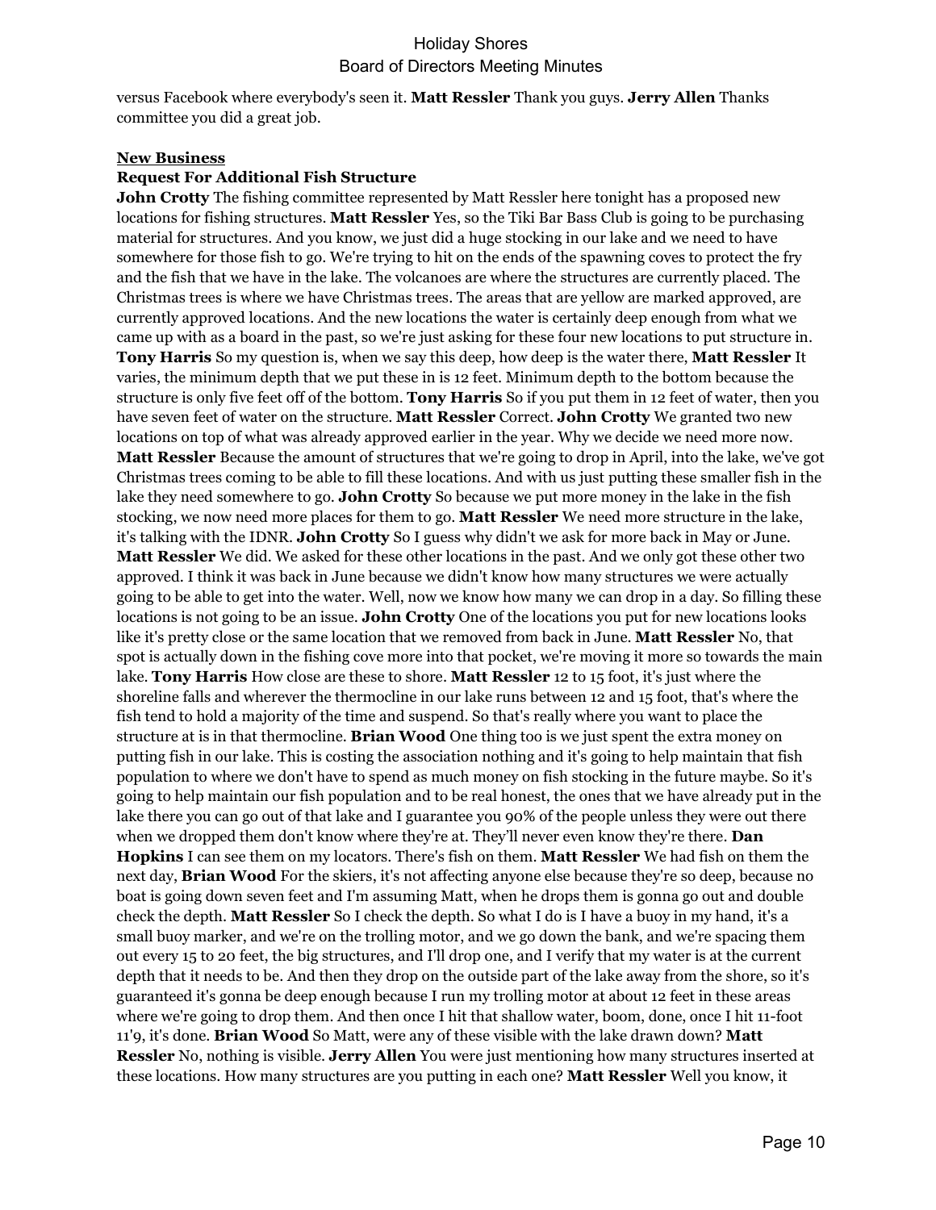versus Facebook where everybody's seen it. **Matt Ressler** Thank you guys. **Jerry Allen** Thanks committee you did a great job.

**New Business**

**Request For Additional Fish Structure**

**John Crotty** The fishing committee represented by Matt Ressler here tonight has a proposed new locations for fishing structures. **Matt Ressler** Yes, so the Tiki Bar Bass Club is going to be purchasing material for structures. And you know, we just did a huge stocking in our lake and we need to have somewhere for those fish to go. We're trying to hit on the ends of the spawning coves to protect the fry and the fish that we have in the lake. The volcanoes are where the structures are currently placed. The Christmas trees is where we have Christmas trees. The areas that are yellow are marked approved, are currently approved locations. And the new locations the water is certainly deep enough from what we came up with as a board in the past, so we're just asking for these four new locations to put structure in. **Tony Harris** So my question is, when we say this deep, how deep is the water there, **Matt Ressler** It varies, the minimum depth that we put these in is 12 feet. Minimum depth to the bottom because the structure is only five feet off of the bottom. **Tony Harris** So if you put them in 12 feet of water, then you have seven feet of water on the structure. **Matt Ressler** Correct. **John Crotty** We granted two new locations on top of what was already approved earlier in the year. Why we decide we need more now. **Matt Ressler** Because the amount of structures that we're going to drop in April, into the lake, we've got Christmas trees coming to be able to fill these locations. And with us just putting these smaller fish in the lake they need somewhere to go. **John Crotty** So because we put more money in the lake in the fish stocking, we now need more places for them to go. **Matt Ressler** We need more structure in the lake, it's talking with the IDNR. **John Crotty** So I guess why didn't we ask for more back in May or June. **Matt Ressler** We did. We asked for these other locations in the past. And we only got these other two approved. I think it was back in June because we didn't know how many structures we were actually going to be able to get into the water. Well, now we know how many we can drop in a day. So filling these locations is not going to be an issue. **John Crotty** One of the locations you put for new locations looks like it's pretty close or the same location that we removed from back in June. **Matt Ressler** No, that spot is actually down in the fishing cove more into that pocket, we're moving it more so towards the main lake. **Tony Harris** How close are these to shore. **Matt Ressler** 12 to 15 foot, it's just where the shoreline falls and wherever the thermocline in our lake runs between 12 and 15 foot, that's where the fish tend to hold a majority of the time and suspend. So that's really where you want to place the structure at is in that thermocline. **Brian Wood** One thing too is we just spent the extra money on putting fish in our lake. This is costing the association nothing and it's going to help maintain that fish population to where we don't have to spend as much money on fish stocking in the future maybe. So it's going to help maintain our fish population and to be real honest, the ones that we have already put in the lake there you can go out of that lake and I guarantee you 90% of the people unless they were out there when we dropped them don't know where they're at. They'll never even know they're there. **Dan Hopkins** I can see them on my locators. There's fish on them. **Matt Ressler** We had fish on them the next day, **Brian Wood** For the skiers, it's not affecting anyone else because they're so deep, because no boat is going down seven feet and I'm assuming Matt, when he drops them is gonna go out and double check the depth. **Matt Ressler** So I check the depth. So what I do is I have a buoy in my hand, it's a small buoy marker, and we're on the trolling motor, and we go down the bank, and we're spacing them out every 15 to 20 feet, the big structures, and I'll drop one, and I verify that my water is at the current depth that it needs to be. And then they drop on the outside part of the lake away from the shore, so it's guaranteed it's gonna be deep enough because I run my trolling motor at about 12 feet in these areas where we're going to drop them. And then once I hit that shallow water, boom, done, once I hit 11-foot 11'9, it's done. **Brian Wood** So Matt, were any of these visible with the lake drawn down? **Matt Ressler** No, nothing is visible. **Jerry Allen** You were just mentioning how many structures inserted at these locations. How many structures are you putting in each one? **Matt Ressler** Well you know, it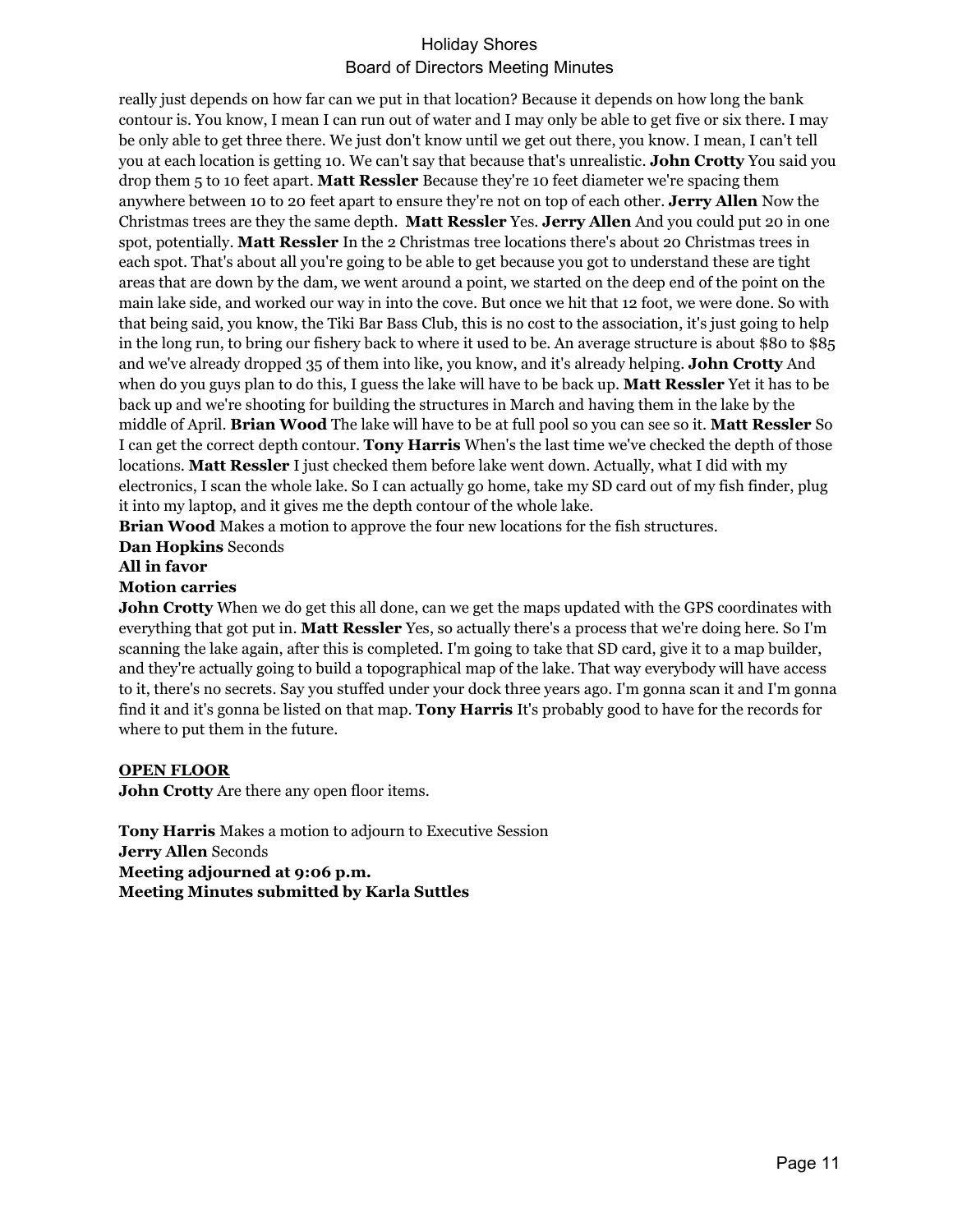really just depends on how far can we put in that location? Because it depends on how long the bank contour is. You know, I mean I can run out of water and I may only be able to get five or six there. I may be only able to get three there. We just don't know until we get out there, you know. I mean, I can't tell you at each location is getting 10. We can't say that because that's unrealistic. **John Crotty** You said you drop them 5 to 10 feet apart. **Matt Ressler** Because they're 10 feet diameter we're spacing them anywhere between 10 to 20 feet apart to ensure they're not on top of each other. **Jerry Allen** Now the Christmas trees are they the same depth. **Matt Ressler** Yes. **Jerry Allen** And you could put 20 in one spot, potentially. **Matt Ressler** In the 2 Christmas tree locations there's about 20 Christmas trees in each spot. That's about all you're going to be able to get because you got to understand these are tight areas that are down by the dam, we went around a point, we started on the deep end of the point on the main lake side, and worked our way in into the cove. But once we hit that 12 foot, we were done. So with that being said, you know, the Tiki Bar Bass Club, this is no cost to the association, it's just going to help in the long run, to bring our fishery back to where it used to be. An average structure is about $80 to $85 and we've already dropped 35 of them into like, you know, and it's already helping. **John Crotty** And when do you guys plan to do this, I guess the lake will have to be back up. **Matt Ressler** Yet it has to be back up and we're shooting for building the structures in March and having them in the lake by the middle of April. **Brian Wood** The lake will have to be at full pool so you can see so it. **Matt Ressler** So I can get the correct depth contour. **Tony Harris** When's the last time we've checked the depth of those locations. **Matt Ressler** I just checked them before lake went down. Actually, what I did with my electronics, I scan the whole lake. So I can actually go home, take my SD card out of my fish finder, plug it into my laptop, and it gives me the depth contour of the whole lake.

**Brian Wood** Makes a motion to approve the four new locations for the fish structures.
**Dan Hopkins** Seconds
**All in favor**
**Motion carries**

**John Crotty** When we do get this all done, can we get the maps updated with the GPS coordinates with everything that got put in. **Matt Ressler** Yes, so actually there's a process that we're doing here. So I'm scanning the lake again, after this is completed. I'm going to take that SD card, give it to a map builder, and they're actually going to build a topographical map of the lake. That way everybody will have access to it, there's no secrets. Say you stuffed under your dock three years ago. I'm gonna scan it and I'm gonna find it and it's gonna be listed on that map. **Tony Harris** It's probably good to have for the records for where to put them in the future.

**OPEN FLOOR**

**John Crotty** Are there any open floor items.

**Tony Harris** Makes a motion to adjourn to Executive Session
**Jerry Allen** Seconds
**Meeting adjourned at 9:06 p.m.**
**Meeting Minutes submitted by Karla Suttles**